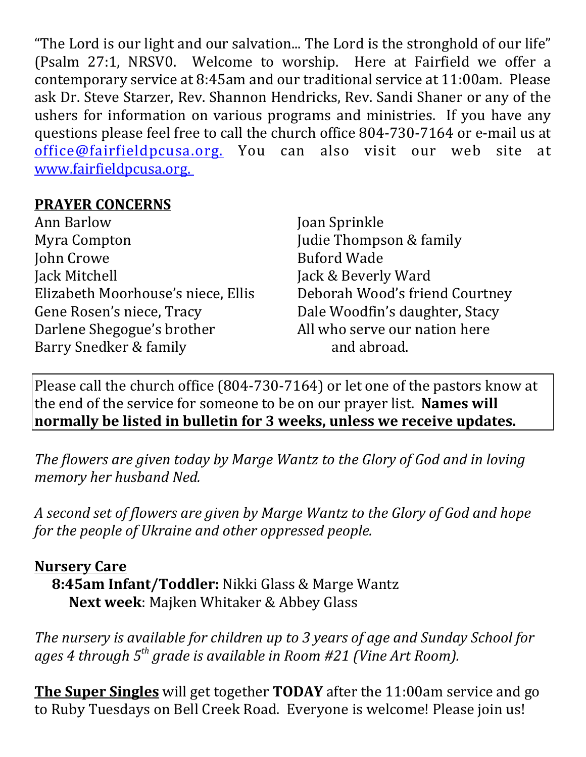"The Lord is our light and our salvation... The Lord is the stronghold of our life" (Psalm 27:1, NRSV0. Welcome to worship. Here at Fairfield we offer a contemporary service at 8:45am and our traditional service at 11:00am. Please ask Dr. Steve Starzer, Rev. Shannon Hendricks, Rev. Sandi Shaner or any of the ushers for information on various programs and ministries. If you have any questions please feel free to call the church office 804-730-7164 or e-mail us at office@fairfieldpcusa.org. You can also visit our web site at www.fairfieldpcusa.org.

**PRAYER CONCERNS**

Ann Barlow
Myra Compton
John Crowe
Jack Mitchell
Elizabeth Moorhouse's niece, Ellis
Gene Rosen's niece, Tracy
Darlene Shegogue's brother
Barry Snedker & family
Joan Sprinkle
Judie Thompson & family
Buford Wade
Jack & Beverly Ward
Deborah Wood's friend Courtney
Dale Woodfin's daughter, Stacy
All who serve our nation here and abroad.

Please call the church office (804-730-7164) or let one of the pastors know at the end of the service for someone to be on our prayer list. **Names will normally be listed in bulletin for 3 weeks, unless we receive updates.**

*The flowers are given today by Marge Wantz to the Glory of God and in loving memory her husband Ned.*

*A second set of flowers are given by Marge Wantz to the Glory of God and hope for the people of Ukraine and other oppressed people.*

**Nursery Care**

**8:45am Infant/Toddler:** Nikki Glass & Marge Wantz
**Next week**: Majken Whitaker & Abbey Glass

*The nursery is available for children up to 3 years of age and Sunday School for ages 4 through 5th grade is available in Room #21 (Vine Art Room).*

**The Super Singles** will get together **TODAY** after the 11:00am service and go to Ruby Tuesdays on Bell Creek Road. Everyone is welcome! Please join us!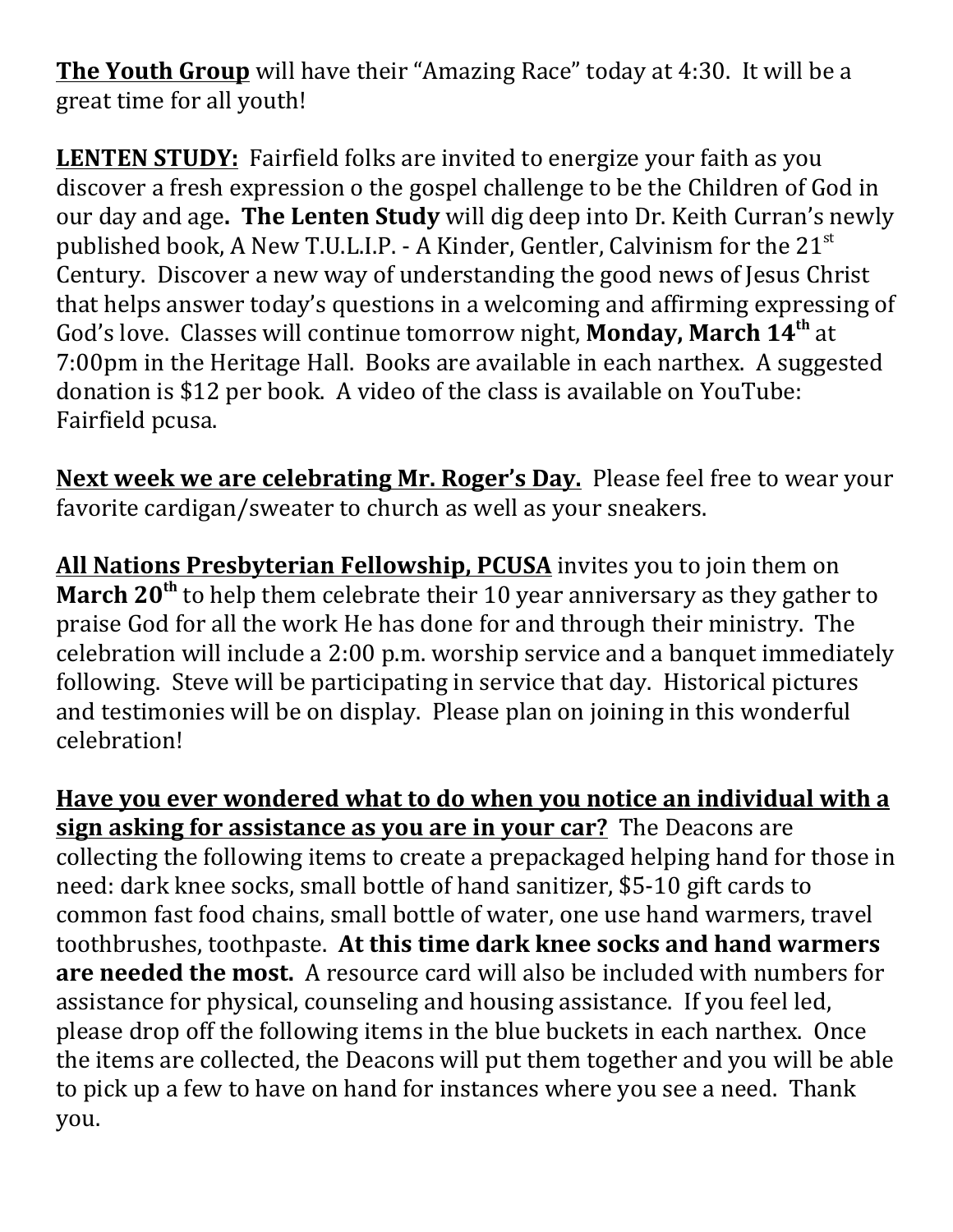<u>**The Youth Group**</u> will have their "Amazing Race" today at 4:30. It will be a great time for all youth!

<u>**LENTEN STUDY:**</u> Fairfield folks are invited to energize your faith as you discover a fresh expression o the gospel challenge to be the Children of God in our day and age**.** **The Lenten Study** will dig deep into Dr. Keith Curran's newly published book, A New T.U.L.I.P. - A Kinder, Gentler, Calvinism for the 21st Century. Discover a new way of understanding the good news of Jesus Christ that helps answer today's questions in a welcoming and affirming expressing of God's love. Classes will continue tomorrow night, **Monday, March 14th** at 7:00pm in the Heritage Hall. Books are available in each narthex. A suggested donation is $12 per book. A video of the class is available on YouTube: Fairfield pcusa.

<u>**Next week we are celebrating Mr. Roger's Day.**</u> Please feel free to wear your favorite cardigan/sweater to church as well as your sneakers.

<u>**All Nations Presbyterian Fellowship, PCUSA**</u> invites you to join them on **March 20th** to help them celebrate their 10 year anniversary as they gather to praise God for all the work He has done for and through their ministry. The celebration will include a 2:00 p.m. worship service and a banquet immediately following. Steve will be participating in service that day. Historical pictures and testimonies will be on display. Please plan on joining in this wonderful celebration!

<u>**Have you ever wondered what to do when you notice an individual with a sign asking for assistance as you are in your car?**</u> The Deacons are collecting the following items to create a prepackaged helping hand for those in need: dark knee socks, small bottle of hand sanitizer, $5-10 gift cards to common fast food chains, small bottle of water, one use hand warmers, travel toothbrushes, toothpaste. **At this time dark knee socks and hand warmers are needed the most.** A resource card will also be included with numbers for assistance for physical, counseling and housing assistance. If you feel led, please drop off the following items in the blue buckets in each narthex. Once the items are collected, the Deacons will put them together and you will be able to pick up a few to have on hand for instances where you see a need. Thank you.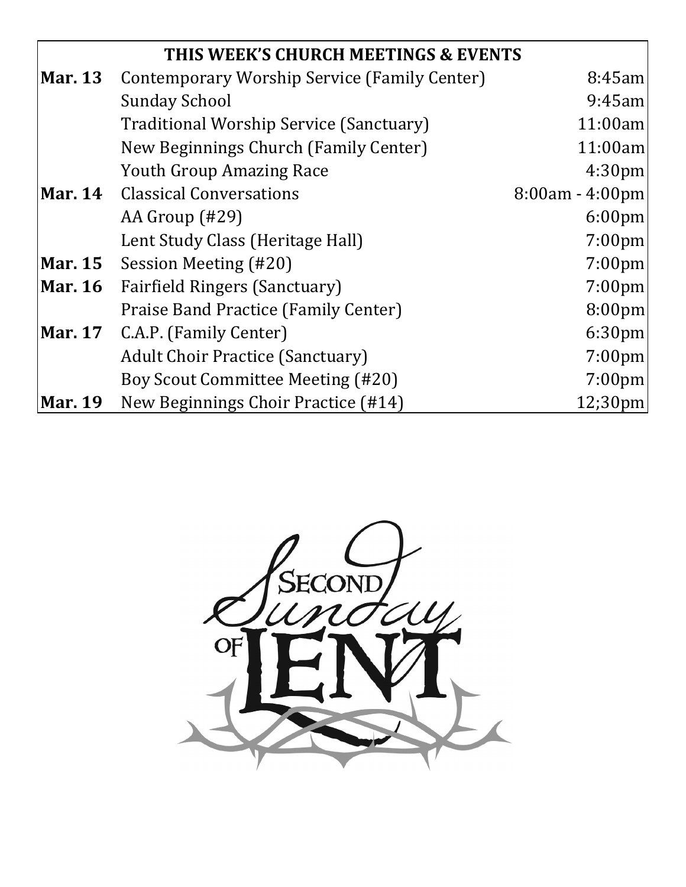| THIS WEEK'S CHURCH MEETINGS & EVENTS | | |
|---|---|---|
| **Mar. 13** | Contemporary Worship Service (Family Center) | 8:45am |
| | Sunday School | 9:45am |
| | Traditional Worship Service (Sanctuary) | 11:00am |
| | New Beginnings Church (Family Center) | 11:00am |
| | Youth Group Amazing Race | 4:30pm |
| **Mar. 14** | Classical Conversations | 8:00am - 4:00pm |
| | AA Group (#29) | 6:00pm |
| | Lent Study Class (Heritage Hall) | 7:00pm |
| **Mar. 15** | Session Meeting (#20) | 7:00pm |
| **Mar. 16** | Fairfield Ringers (Sanctuary) | 7:00pm |
| | Praise Band Practice (Family Center) | 8:00pm |
| **Mar. 17** | C.A.P. (Family Center) | 6:30pm |
| | Adult Choir Practice (Sanctuary) | 7:00pm |
| | Boy Scout Committee Meeting (#20) | 7:00pm |
| **Mar. 19** | New Beginnings Choir Practice (#14) | 12;30pm |

Second Sunday of Lent